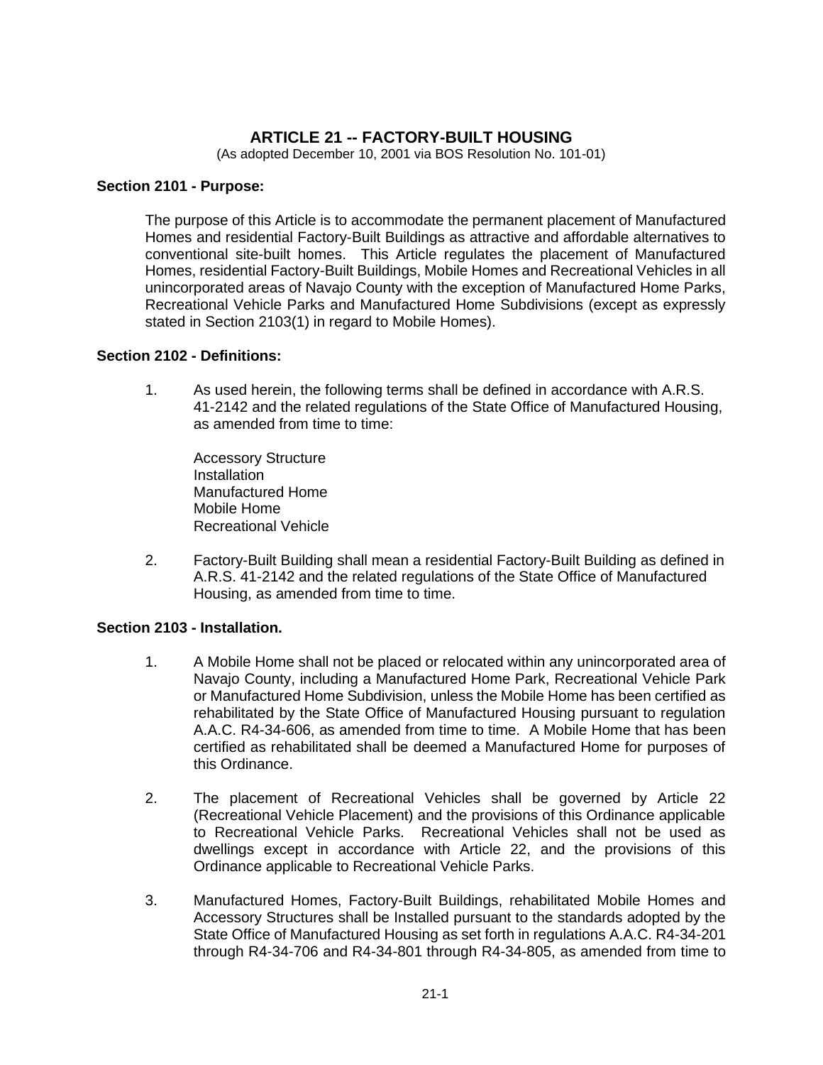# ARTICLE 21 -- FACTORY-BUILT HOUSING

(As adopted December 10, 2001 via BOS Resolution No. 101-01)

## Section 2101 - Purpose:

The purpose of this Article is to accommodate the permanent placement of Manufactured Homes and residential Factory-Built Buildings as attractive and affordable alternatives to conventional site-built homes. This Article regulates the placement of Manufactured Homes, residential Factory-Built Buildings, Mobile Homes and Recreational Vehicles in all unincorporated areas of Navajo County with the exception of Manufactured Home Parks, Recreational Vehicle Parks and Manufactured Home Subdivisions (except as expressly stated in Section 2103(1) in regard to Mobile Homes).

## Section 2102 - Definitions:

1. As used herein, the following terms shall be defined in accordance with A.R.S. 41-2142 and the related regulations of the State Office of Manufactured Housing, as amended from time to time:

   Accessory Structure
   Installation
   Manufactured Home
   Mobile Home
   Recreational Vehicle

2. Factory-Built Building shall mean a residential Factory-Built Building as defined in A.R.S. 41-2142 and the related regulations of the State Office of Manufactured Housing, as amended from time to time.

## Section 2103 - Installation.

1. A Mobile Home shall not be placed or relocated within any unincorporated area of Navajo County, including a Manufactured Home Park, Recreational Vehicle Park or Manufactured Home Subdivision, unless the Mobile Home has been certified as rehabilitated by the State Office of Manufactured Housing pursuant to regulation A.A.C. R4-34-606, as amended from time to time. A Mobile Home that has been certified as rehabilitated shall be deemed a Manufactured Home for purposes of this Ordinance.

2. The placement of Recreational Vehicles shall be governed by Article 22 (Recreational Vehicle Placement) and the provisions of this Ordinance applicable to Recreational Vehicle Parks. Recreational Vehicles shall not be used as dwellings except in accordance with Article 22, and the provisions of this Ordinance applicable to Recreational Vehicle Parks.

3. Manufactured Homes, Factory-Built Buildings, rehabilitated Mobile Homes and Accessory Structures shall be Installed pursuant to the standards adopted by the State Office of Manufactured Housing as set forth in regulations A.A.C. R4-34-201 through R4-34-706 and R4-34-801 through R4-34-805, as amended from time to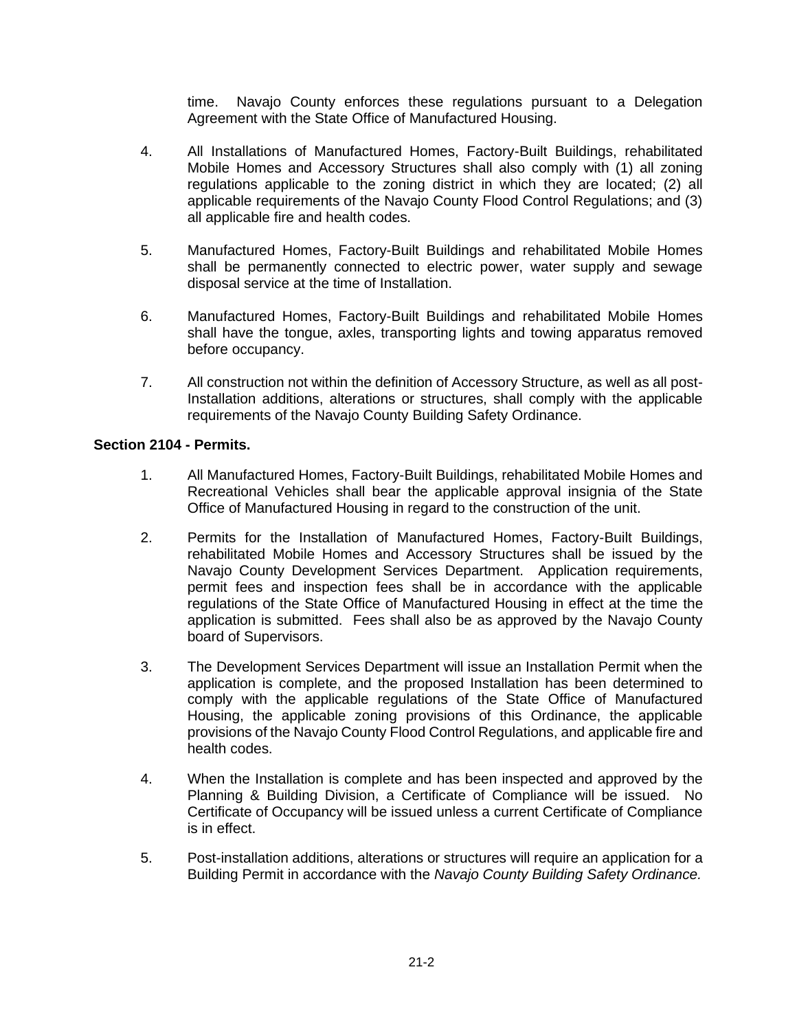time. Navajo County enforces these regulations pursuant to a Delegation Agreement with the State Office of Manufactured Housing.

4. All Installations of Manufactured Homes, Factory-Built Buildings, rehabilitated Mobile Homes and Accessory Structures shall also comply with (1) all zoning regulations applicable to the zoning district in which they are located; (2) all applicable requirements of the Navajo County Flood Control Regulations; and (3) all applicable fire and health codes.

5. Manufactured Homes, Factory-Built Buildings and rehabilitated Mobile Homes shall be permanently connected to electric power, water supply and sewage disposal service at the time of Installation.

6. Manufactured Homes, Factory-Built Buildings and rehabilitated Mobile Homes shall have the tongue, axles, transporting lights and towing apparatus removed before occupancy.

7. All construction not within the definition of Accessory Structure, as well as all post-Installation additions, alterations or structures, shall comply with the applicable requirements of the Navajo County Building Safety Ordinance.

**Section 2104 - Permits.**

1. All Manufactured Homes, Factory-Built Buildings, rehabilitated Mobile Homes and Recreational Vehicles shall bear the applicable approval insignia of the State Office of Manufactured Housing in regard to the construction of the unit.

2. Permits for the Installation of Manufactured Homes, Factory-Built Buildings, rehabilitated Mobile Homes and Accessory Structures shall be issued by the Navajo County Development Services Department. Application requirements, permit fees and inspection fees shall be in accordance with the applicable regulations of the State Office of Manufactured Housing in effect at the time the application is submitted. Fees shall also be as approved by the Navajo County board of Supervisors.

3. The Development Services Department will issue an Installation Permit when the application is complete, and the proposed Installation has been determined to comply with the applicable regulations of the State Office of Manufactured Housing, the applicable zoning provisions of this Ordinance, the applicable provisions of the Navajo County Flood Control Regulations, and applicable fire and health codes.

4. When the Installation is complete and has been inspected and approved by the Planning & Building Division, a Certificate of Compliance will be issued. No Certificate of Occupancy will be issued unless a current Certificate of Compliance is in effect.

5. Post-installation additions, alterations or structures will require an application for a Building Permit in accordance with the *Navajo County Building Safety Ordinance.*